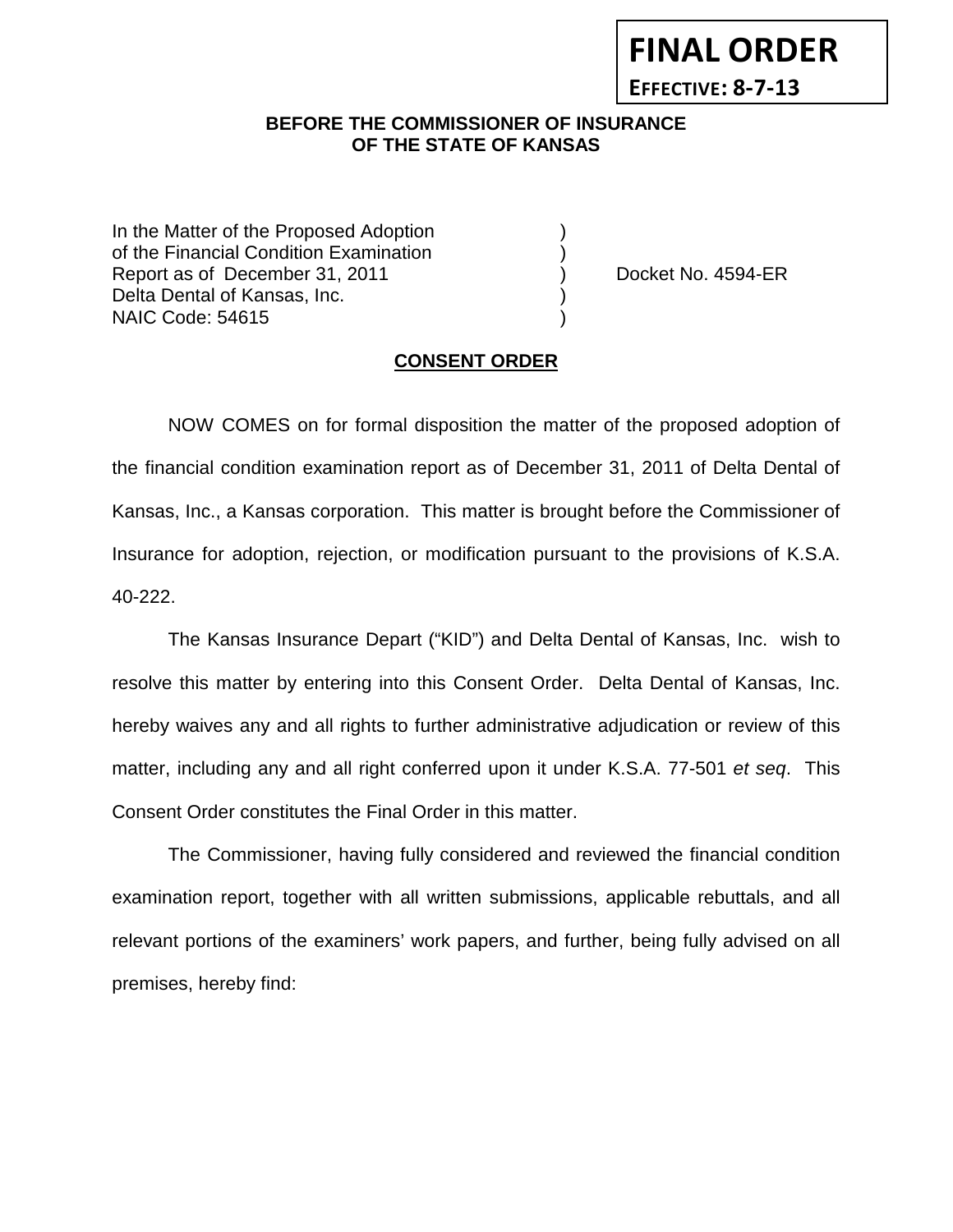**FINAL ORDER**

**EFFECTIVE: 8-7-13**

**BEFORE THE COMMISSIONER OF INSURANCE OF THE STATE OF KANSAS**

| | | |
|---|---|---|
| In the Matter of the Proposed Adoption | ) | |
| of the Financial Condition Examination | ) | |
| Report as of December 31, 2011 | ) | Docket No. 4594-ER |
| Delta Dental of Kansas, Inc. | ) | |
| NAIC Code: 54615 | ) | |

**CONSENT ORDER**

NOW COMES on for formal disposition the matter of the proposed adoption of the financial condition examination report as of December 31, 2011 of Delta Dental of Kansas, Inc., a Kansas corporation. This matter is brought before the Commissioner of Insurance for adoption, rejection, or modification pursuant to the provisions of K.S.A. 40-222.

The Kansas Insurance Depart ("KID") and Delta Dental of Kansas, Inc. wish to resolve this matter by entering into this Consent Order. Delta Dental of Kansas, Inc. hereby waives any and all rights to further administrative adjudication or review of this matter, including any and all right conferred upon it under K.S.A. 77-501 *et seq*. This Consent Order constitutes the Final Order in this matter.

The Commissioner, having fully considered and reviewed the financial condition examination report, together with all written submissions, applicable rebuttals, and all relevant portions of the examiners' work papers, and further, being fully advised on all premises, hereby find: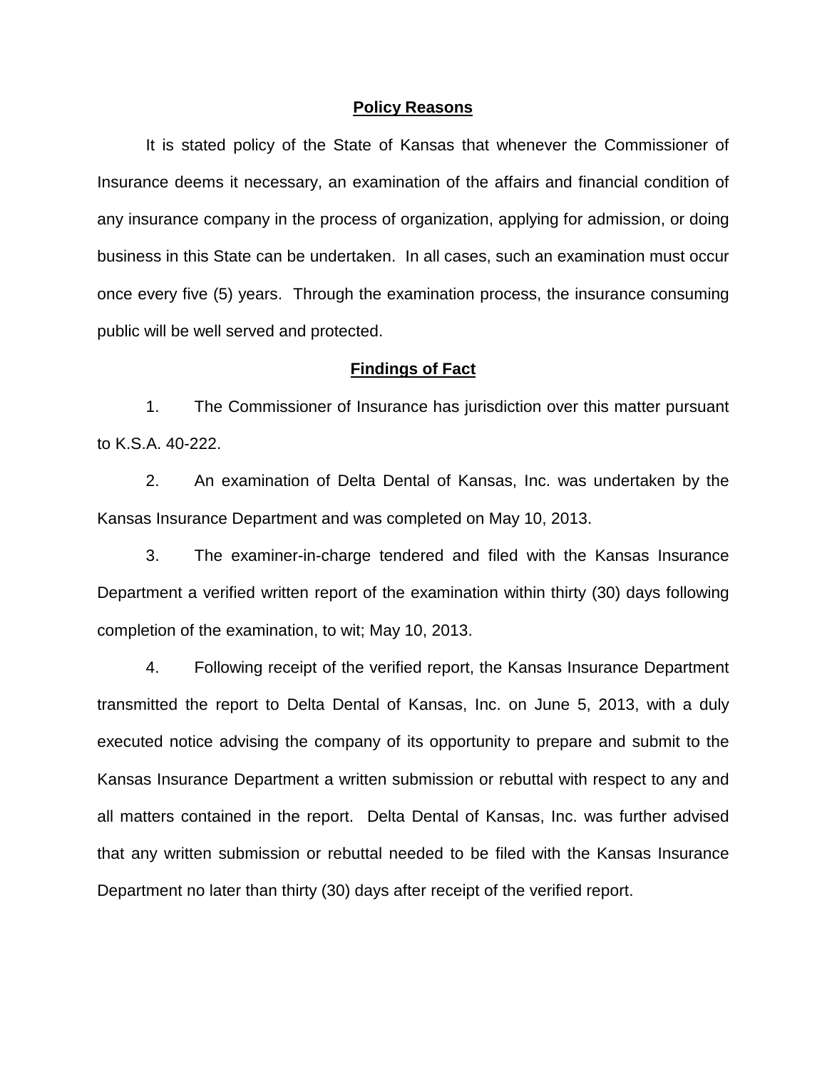## Policy Reasons

It is stated policy of the State of Kansas that whenever the Commissioner of Insurance deems it necessary, an examination of the affairs and financial condition of any insurance company in the process of organization, applying for admission, or doing business in this State can be undertaken. In all cases, such an examination must occur once every five (5) years. Through the examination process, the insurance consuming public will be well served and protected.

## Findings of Fact

1. The Commissioner of Insurance has jurisdiction over this matter pursuant to K.S.A. 40-222.

2. An examination of Delta Dental of Kansas, Inc. was undertaken by the Kansas Insurance Department and was completed on May 10, 2013.

3. The examiner-in-charge tendered and filed with the Kansas Insurance Department a verified written report of the examination within thirty (30) days following completion of the examination, to wit; May 10, 2013.

4. Following receipt of the verified report, the Kansas Insurance Department transmitted the report to Delta Dental of Kansas, Inc. on June 5, 2013, with a duly executed notice advising the company of its opportunity to prepare and submit to the Kansas Insurance Department a written submission or rebuttal with respect to any and all matters contained in the report. Delta Dental of Kansas, Inc. was further advised that any written submission or rebuttal needed to be filed with the Kansas Insurance Department no later than thirty (30) days after receipt of the verified report.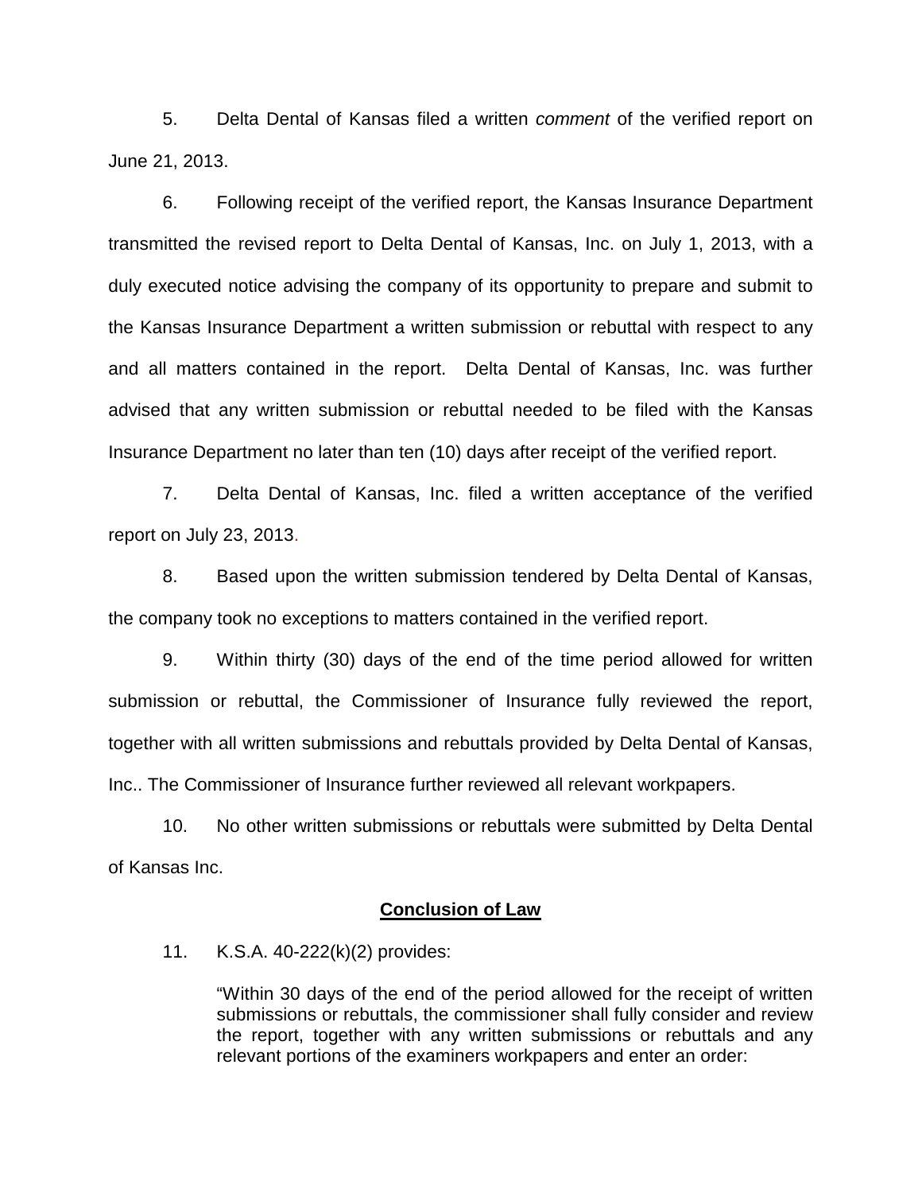5. Delta Dental of Kansas filed a written *comment* of the verified report on June 21, 2013.

6. Following receipt of the verified report, the Kansas Insurance Department transmitted the revised report to Delta Dental of Kansas, Inc. on July 1, 2013, with a duly executed notice advising the company of its opportunity to prepare and submit to the Kansas Insurance Department a written submission or rebuttal with respect to any and all matters contained in the report. Delta Dental of Kansas, Inc. was further advised that any written submission or rebuttal needed to be filed with the Kansas Insurance Department no later than ten (10) days after receipt of the verified report.

7. Delta Dental of Kansas, Inc. filed a written acceptance of the verified report on July 23, 2013.

8. Based upon the written submission tendered by Delta Dental of Kansas, the company took no exceptions to matters contained in the verified report.

9. Within thirty (30) days of the end of the time period allowed for written submission or rebuttal, the Commissioner of Insurance fully reviewed the report, together with all written submissions and rebuttals provided by Delta Dental of Kansas, Inc.. The Commissioner of Insurance further reviewed all relevant workpapers.

10. No other written submissions or rebuttals were submitted by Delta Dental of Kansas Inc.

## Conclusion of Law

11. K.S.A. 40-222(k)(2) provides:

> "Within 30 days of the end of the period allowed for the receipt of written submissions or rebuttals, the commissioner shall fully consider and review the report, together with any written submissions or rebuttals and any relevant portions of the examiners workpapers and enter an order: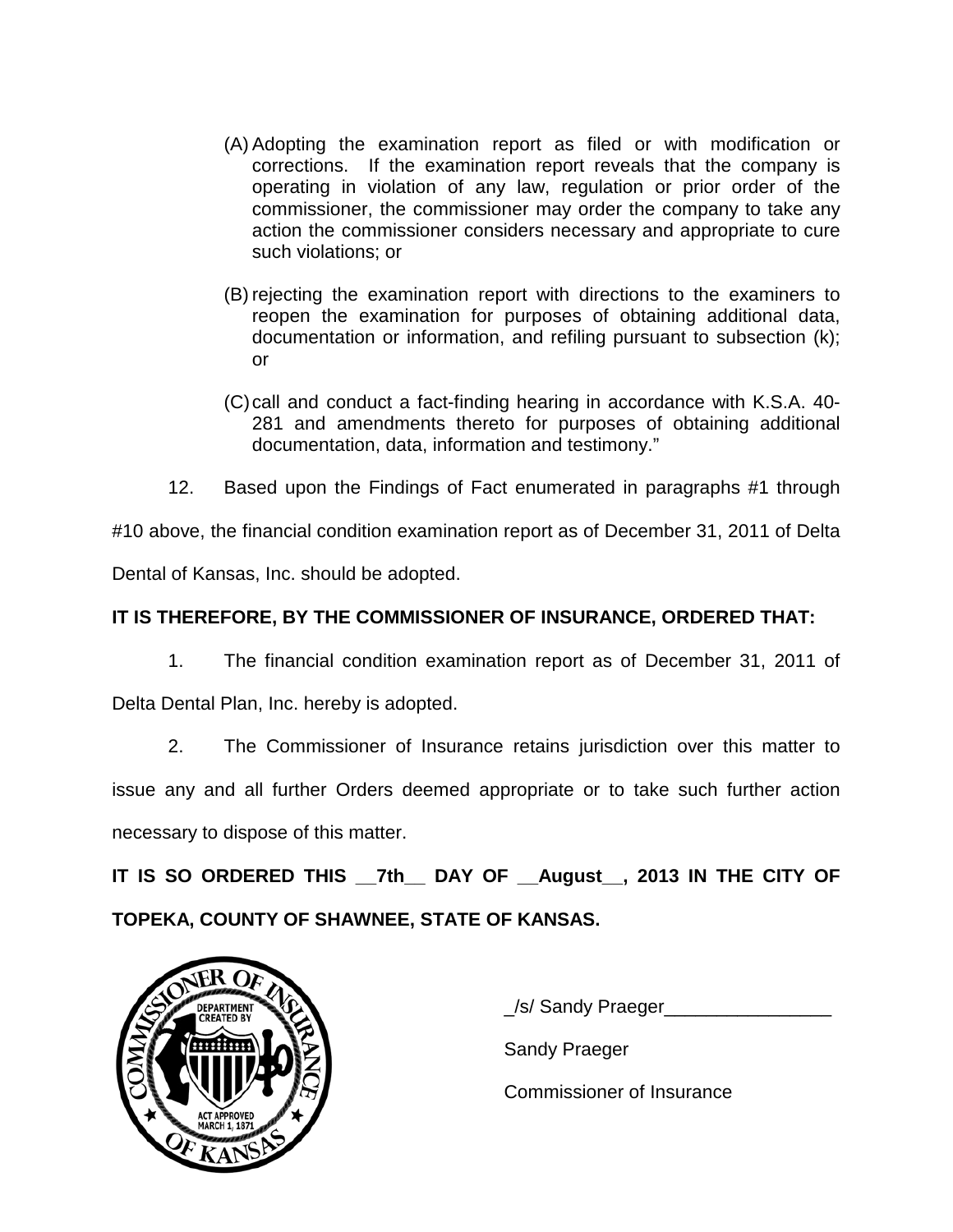(A) Adopting the examination report as filed or with modification or corrections. If the examination report reveals that the company is operating in violation of any law, regulation or prior order of the commissioner, the commissioner may order the company to take any action the commissioner considers necessary and appropriate to cure such violations; or

(B) rejecting the examination report with directions to the examiners to reopen the examination for purposes of obtaining additional data, documentation or information, and refiling pursuant to subsection (k); or

(C) call and conduct a fact-finding hearing in accordance with K.S.A. 40-281 and amendments thereto for purposes of obtaining additional documentation, data, information and testimony."

12. Based upon the Findings of Fact enumerated in paragraphs #1 through #10 above, the financial condition examination report as of December 31, 2011 of Delta Dental of Kansas, Inc. should be adopted.

**IT IS THEREFORE, BY THE COMMISSIONER OF INSURANCE, ORDERED THAT:**

1. The financial condition examination report as of December 31, 2011 of Delta Dental Plan, Inc. hereby is adopted.

2. The Commissioner of Insurance retains jurisdiction over this matter to issue any and all further Orders deemed appropriate or to take such further action necessary to dispose of this matter.

**IT IS SO ORDERED THIS __7th__ DAY OF __August__, 2013 IN THE CITY OF TOPEKA, COUNTY OF SHAWNEE, STATE OF KANSAS.**

COMMISSIONER OF INSURANCE OF KANSAS — DEPARTMENT CREATED BY ACT APPROVED MARCH 1, 1871

_/s/ Sandy Praeger________________

Sandy Praeger

Commissioner of Insurance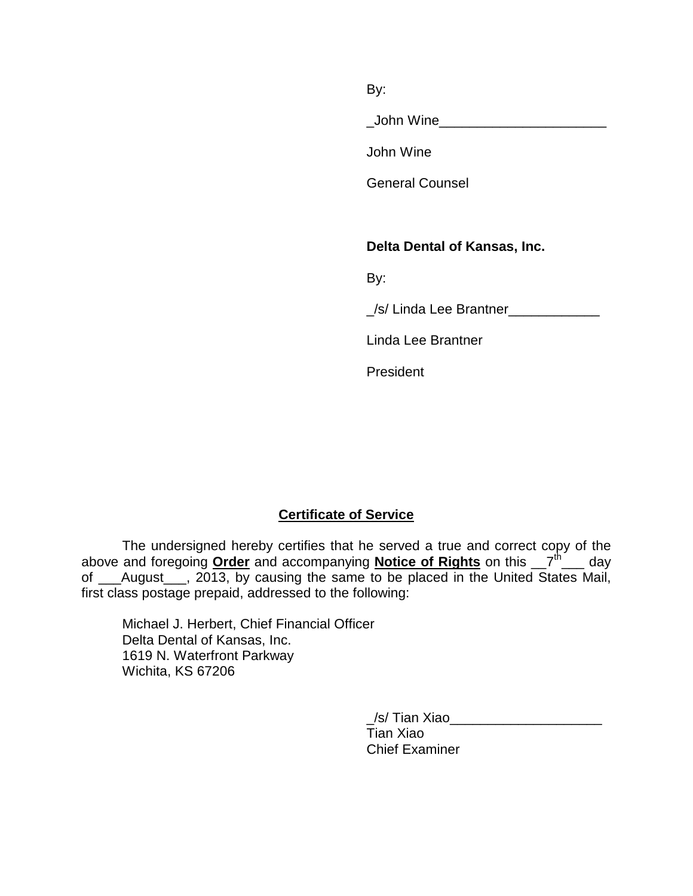By:

_John Wine______________________

John Wine

General Counsel

**Delta Dental of Kansas, Inc.**

By:

_/s/ Linda Lee Brantner____________

Linda Lee Brantner

President

## Certificate of Service

The undersigned hereby certifies that he served a true and correct copy of the above and foregoing **Order** and accompanying **Notice of Rights** on this __7th___ day of ___August___, 2013, by causing the same to be placed in the United States Mail, first class postage prepaid, addressed to the following:

Michael J. Herbert, Chief Financial Officer
Delta Dental of Kansas, Inc.
1619 N. Waterfront Parkway
Wichita, KS 67206

_/s/ Tian Xiao____________________
Tian Xiao
Chief Examiner